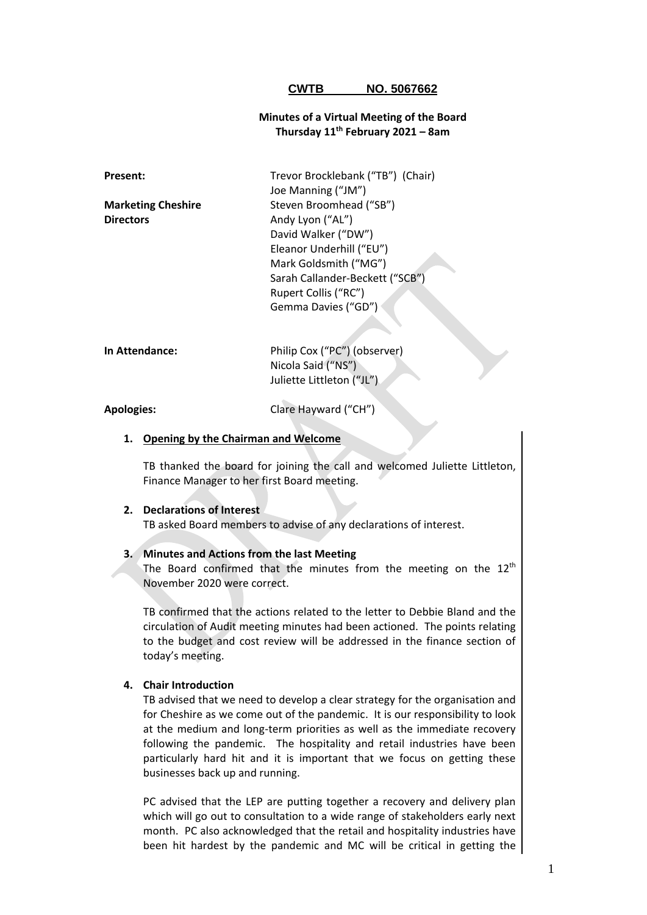**CWTB NO. 5067662**

**Minutes of a Virtual Meeting of the Board**
**Thursday 11th February 2021 – 8am**

| | |
|---|---|
| **Present:** | Trevor Brocklebank ("TB") (Chair) |
| | Joe Manning ("JM") |
| **Marketing Cheshire** | Steven Broomhead ("SB") |
| **Directors** | Andy Lyon ("AL") |
| | David Walker ("DW") |
| | Eleanor Underhill ("EU") |
| | Mark Goldsmith ("MG") |
| | Sarah Callander-Beckett ("SCB") |
| | Rupert Collis ("RC") |
| | Gemma Davies ("GD") |
| **In Attendance:** | Philip Cox ("PC") (observer) |
| | Nicola Said ("NS") |
| | Juliette Littleton ("JL") |
| **Apologies:** | Clare Hayward ("CH") |

1. **Opening by the Chairman and Welcome**

   TB thanked the board for joining the call and welcomed Juliette Littleton, Finance Manager to her first Board meeting.

2. **Declarations of Interest**

   TB asked Board members to advise of any declarations of interest.

3. **Minutes and Actions from the last Meeting**

   The Board confirmed that the minutes from the meeting on the 12th November 2020 were correct.

   TB confirmed that the actions related to the letter to Debbie Bland and the circulation of Audit meeting minutes had been actioned. The points relating to the budget and cost review will be addressed in the finance section of today's meeting.

4. **Chair Introduction**

   TB advised that we need to develop a clear strategy for the organisation and for Cheshire as we come out of the pandemic. It is our responsibility to look at the medium and long-term priorities as well as the immediate recovery following the pandemic. The hospitality and retail industries have been particularly hard hit and it is important that we focus on getting these businesses back up and running.

   PC advised that the LEP are putting together a recovery and delivery plan which will go out to consultation to a wide range of stakeholders early next month. PC also acknowledged that the retail and hospitality industries have been hit hardest by the pandemic and MC will be critical in getting the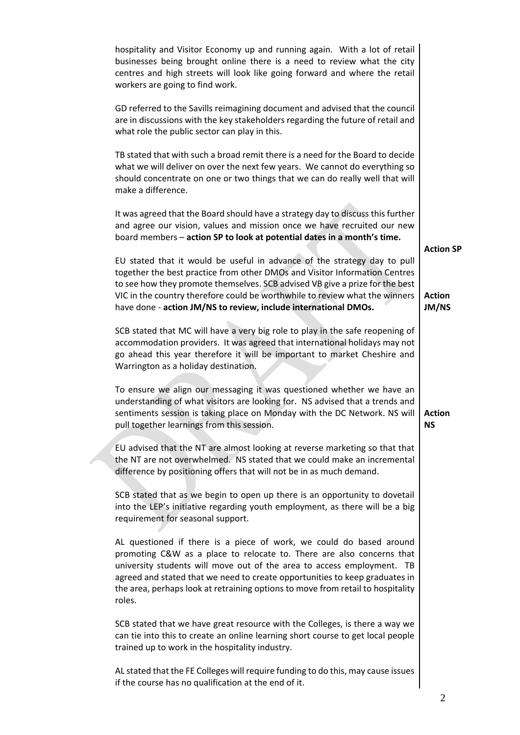hospitality and Visitor Economy up and running again. With a lot of retail businesses being brought online there is a need to review what the city centres and high streets will look like going forward and where the retail workers are going to find work.

GD referred to the Savills reimagining document and advised that the council are in discussions with the key stakeholders regarding the future of retail and what role the public sector can play in this.

TB stated that with such a broad remit there is a need for the Board to decide what we will deliver on over the next few years. We cannot do everything so should concentrate on one or two things that we can do really well that will make a difference.

It was agreed that the Board should have a strategy day to discuss this further and agree our vision, values and mission once we have recruited our new board members – **action SP to look at potential dates in a month's time.**

**Action SP**

EU stated that it would be useful in advance of the strategy day to pull together the best practice from other DMOs and Visitor Information Centres to see how they promote themselves. SCB advised VB give a prize for the best VIC in the country therefore could be worthwhile to review what the winners have done - **action JM/NS to review, include international DMOs.**

**Action JM/NS**

SCB stated that MC will have a very big role to play in the safe reopening of accommodation providers. It was agreed that international holidays may not go ahead this year therefore it will be important to market Cheshire and Warrington as a holiday destination.

To ensure we align our messaging it was questioned whether we have an understanding of what visitors are looking for. NS advised that a trends and sentiments session is taking place on Monday with the DC Network. NS will pull together learnings from this session.

**Action NS**

EU advised that the NT are almost looking at reverse marketing so that that the NT are not overwhelmed. NS stated that we could make an incremental difference by positioning offers that will not be in as much demand.

SCB stated that as we begin to open up there is an opportunity to dovetail into the LEP's initiative regarding youth employment, as there will be a big requirement for seasonal support.

AL questioned if there is a piece of work, we could do based around promoting C&W as a place to relocate to. There are also concerns that university students will move out of the area to access employment. TB agreed and stated that we need to create opportunities to keep graduates in the area, perhaps look at retraining options to move from retail to hospitality roles.

SCB stated that we have great resource with the Colleges, is there a way we can tie into this to create an online learning short course to get local people trained up to work in the hospitality industry.

AL stated that the FE Colleges will require funding to do this, may cause issues if the course has no qualification at the end of it.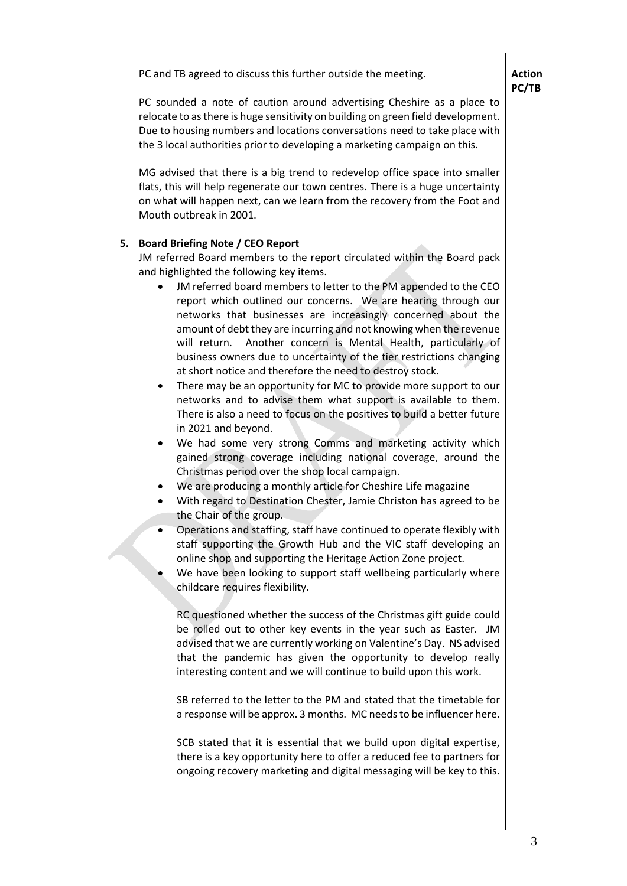PC and TB agreed to discuss this further outside the meeting. **Action PC/TB**

PC sounded a note of caution around advertising Cheshire as a place to relocate to as there is huge sensitivity on building on green field development. Due to housing numbers and locations conversations need to take place with the 3 local authorities prior to developing a marketing campaign on this.

MG advised that there is a big trend to redevelop office space into smaller flats, this will help regenerate our town centres. There is a huge uncertainty on what will happen next, can we learn from the recovery from the Foot and Mouth outbreak in 2001.

**5. Board Briefing Note / CEO Report**

JM referred Board members to the report circulated within the Board pack and highlighted the following key items.

- JM referred board members to letter to the PM appended to the CEO report which outlined our concerns. We are hearing through our networks that businesses are increasingly concerned about the amount of debt they are incurring and not knowing when the revenue will return. Another concern is Mental Health, particularly of business owners due to uncertainty of the tier restrictions changing at short notice and therefore the need to destroy stock.
- There may be an opportunity for MC to provide more support to our networks and to advise them what support is available to them. There is also a need to focus on the positives to build a better future in 2021 and beyond.
- We had some very strong Comms and marketing activity which gained strong coverage including national coverage, around the Christmas period over the shop local campaign.
- We are producing a monthly article for Cheshire Life magazine
- With regard to Destination Chester, Jamie Christon has agreed to be the Chair of the group.
- Operations and staffing, staff have continued to operate flexibly with staff supporting the Growth Hub and the VIC staff developing an online shop and supporting the Heritage Action Zone project.
- We have been looking to support staff wellbeing particularly where childcare requires flexibility.

RC questioned whether the success of the Christmas gift guide could be rolled out to other key events in the year such as Easter. JM advised that we are currently working on Valentine's Day. NS advised that the pandemic has given the opportunity to develop really interesting content and we will continue to build upon this work.

SB referred to the letter to the PM and stated that the timetable for a response will be approx. 3 months. MC needs to be influencer here.

SCB stated that it is essential that we build upon digital expertise, there is a key opportunity here to offer a reduced fee to partners for ongoing recovery marketing and digital messaging will be key to this.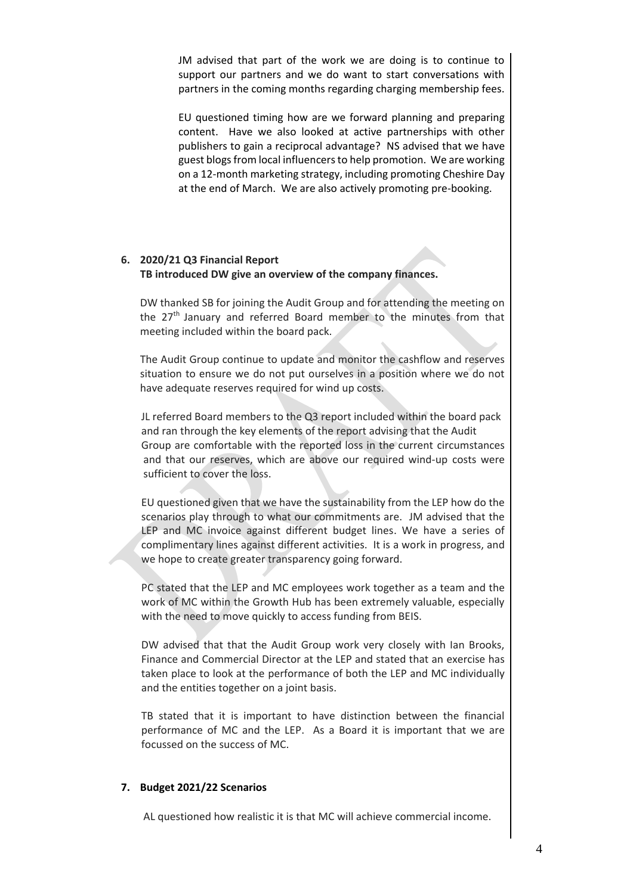JM advised that part of the work we are doing is to continue to support our partners and we do want to start conversations with partners in the coming months regarding charging membership fees.

EU questioned timing how are we forward planning and preparing content. Have we also looked at active partnerships with other publishers to gain a reciprocal advantage? NS advised that we have guest blogs from local influencers to help promotion. We are working on a 12-month marketing strategy, including promoting Cheshire Day at the end of March. We are also actively promoting pre-booking.

**6. 2020/21 Q3 Financial Report**

**TB introduced DW give an overview of the company finances.**

DW thanked SB for joining the Audit Group and for attending the meeting on the 27th January and referred Board member to the minutes from that meeting included within the board pack.

The Audit Group continue to update and monitor the cashflow and reserves situation to ensure we do not put ourselves in a position where we do not have adequate reserves required for wind up costs.

JL referred Board members to the Q3 report included within the board pack and ran through the key elements of the report advising that the Audit Group are comfortable with the reported loss in the current circumstances and that our reserves, which are above our required wind-up costs were sufficient to cover the loss.

EU questioned given that we have the sustainability from the LEP how do the scenarios play through to what our commitments are. JM advised that the LEP and MC invoice against different budget lines. We have a series of complimentary lines against different activities. It is a work in progress, and we hope to create greater transparency going forward.

PC stated that the LEP and MC employees work together as a team and the work of MC within the Growth Hub has been extremely valuable, especially with the need to move quickly to access funding from BEIS.

DW advised that that the Audit Group work very closely with Ian Brooks, Finance and Commercial Director at the LEP and stated that an exercise has taken place to look at the performance of both the LEP and MC individually and the entities together on a joint basis.

TB stated that it is important to have distinction between the financial performance of MC and the LEP. As a Board it is important that we are focussed on the success of MC.

**7. Budget 2021/22 Scenarios**

AL questioned how realistic it is that MC will achieve commercial income.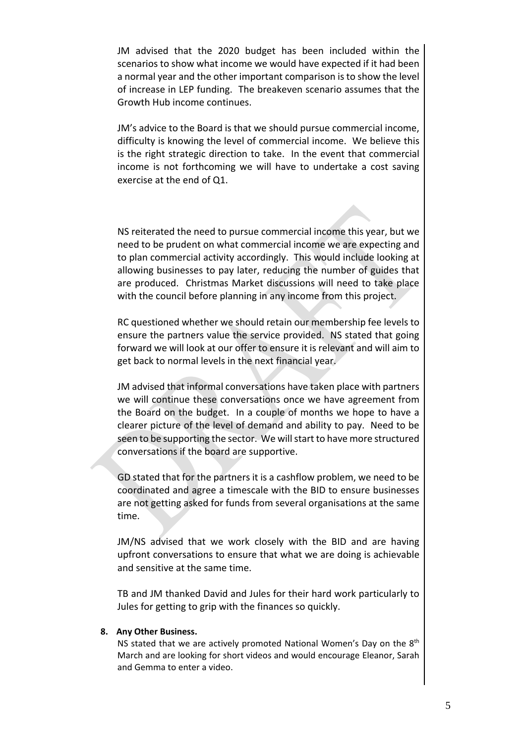JM advised that the 2020 budget has been included within the scenarios to show what income we would have expected if it had been a normal year and the other important comparison is to show the level of increase in LEP funding. The breakeven scenario assumes that the Growth Hub income continues.

JM's advice to the Board is that we should pursue commercial income, difficulty is knowing the level of commercial income. We believe this is the right strategic direction to take. In the event that commercial income is not forthcoming we will have to undertake a cost saving exercise at the end of Q1.

NS reiterated the need to pursue commercial income this year, but we need to be prudent on what commercial income we are expecting and to plan commercial activity accordingly. This would include looking at allowing businesses to pay later, reducing the number of guides that are produced. Christmas Market discussions will need to take place with the council before planning in any income from this project.

RC questioned whether we should retain our membership fee levels to ensure the partners value the service provided. NS stated that going forward we will look at our offer to ensure it is relevant and will aim to get back to normal levels in the next financial year.

JM advised that informal conversations have taken place with partners we will continue these conversations once we have agreement from the Board on the budget. In a couple of months we hope to have a clearer picture of the level of demand and ability to pay. Need to be seen to be supporting the sector. We will start to have more structured conversations if the board are supportive.

GD stated that for the partners it is a cashflow problem, we need to be coordinated and agree a timescale with the BID to ensure businesses are not getting asked for funds from several organisations at the same time.

JM/NS advised that we work closely with the BID and are having upfront conversations to ensure that what we are doing is achievable and sensitive at the same time.

TB and JM thanked David and Jules for their hard work particularly to Jules for getting to grip with the finances so quickly.

**8. Any Other Business.**

NS stated that we are actively promoted National Women's Day on the 8th March and are looking for short videos and would encourage Eleanor, Sarah and Gemma to enter a video.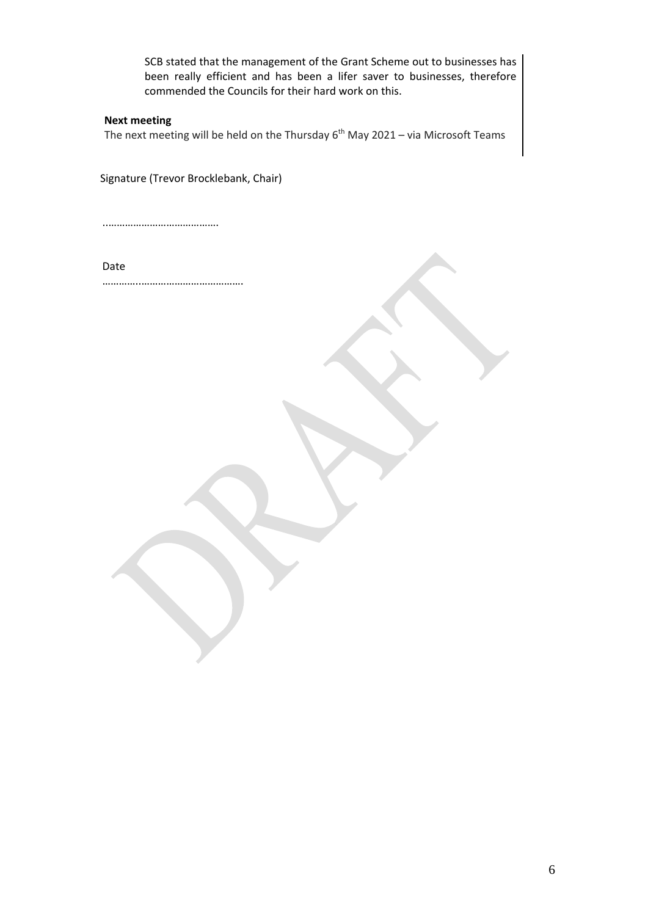SCB stated that the management of the Grant Scheme out to businesses has been really efficient and has been a lifer saver to businesses, therefore commended the Councils for their hard work on this.

**Next meeting**

The next meeting will be held on the Thursday 6th May 2021 – via Microsoft Teams

Signature (Trevor Brocklebank, Chair)

………………………………….

Date

……………………………………………